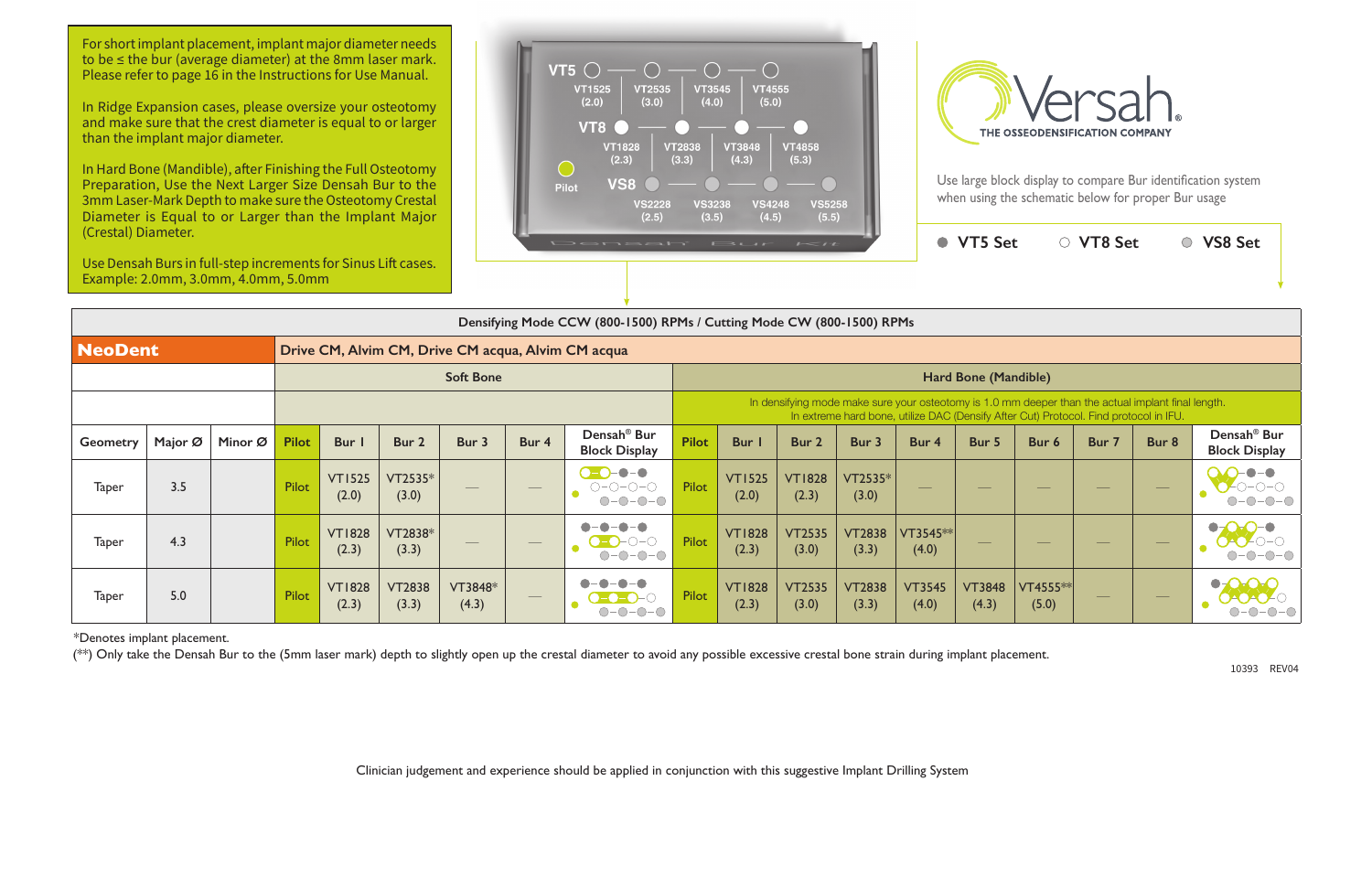For short implant placement, implant major diameter needs to be ≤ the bur (average diameter) at the 8mm laser mark. Please refer to page 16 in the Instructions for Use Manual.

In Ridge Expansion cases, please oversize your osteotomy and make sure that the crest diameter is equal to or larger than the implant major diameter.

In Hard Bone (Mandible), after Finishing the Full Osteotomy Preparation, Use the Next Larger Size Densah Bur to the 3mm Laser-Mark Depth to make sure the Osteotomy Crestal Diameter is Equal to or Larger than the Implant Major (Crestal) Diameter.

Use Densah Burs in full-step increments for Sinus Lift cases. Example: 2.0mm, 3.0mm, 4.0mm, 5.0mm

| | | | | |
|---|---|---|---|---|
| VT5 | VT1525 (2.0) | VT2535 (3.0) | VT3545 (4.0) | VT4555 (5.0) |
| VT8 | VT1828 (2.3) | VT2838 (3.3) | VT3848 (4.3) | VT4858 (5.3) |
| VS8 | VS2228 (2.5) | VS3238 (3.5) | VS4248 (4.5) | VS5258 (5.5) |

Pilot

Densah Bur Kit

# Versah

THE OSSEODENSIFICATION COMPANY

Use large block display to compare Bur identification system when using the schematic below for proper Bur usage

● VT5 Set ○ VT8 Set ◎ VS8 Set

**Densifying Mode CCW (800-1500) RPMs / Cutting Mode CW (800-1500) RPMs**

| **NeoDent** | | | **Drive CM, Alvim CM, Drive CM acqua, Alvim CM acqua** | | | | | | | | | | | | | | | | |
|---|---|---|---|---|---|---|---|---|---|---|---|---|---|---|---|---|---|---|---|
| | | | **Soft Bone** | | | | | | **Hard Bone (Mandible)** | | | | | | | | | | |
| | | | | | | | | | In densifying mode make sure your osteotomy is 1.0 mm deeper than the actual implant final length. In extreme hard bone, utilize DAC (Densify After Cut) Protocol. Find protocol in IFU. | | | | | | | | | | |
| **Geometry** | **Major Ø** | **Minor Ø** | **Pilot** | **Bur 1** | **Bur 2** | **Bur 3** | **Bur 4** | **Densah® Bur Block Display** | **Pilot** | **Bur 1** | **Bur 2** | **Bur 3** | **Bur 4** | **Bur 5** | **Bur 6** | **Bur 7** | **Bur 8** | **Densah® Bur Block Display** |
| Taper | 3.5 | | Pilot | VT1525 (2.0) | VT2535* (3.0) | — | — | | Pilot | VT1525 (2.0) | VT1828 (2.3) | VT2535* (3.0) | — | — | — | — | — | |
| Taper | 4.3 | | Pilot | VT1828 (2.3) | VT2838* (3.3) | — | — | | Pilot | VT1828 (2.3) | VT2535 (3.0) | VT2838 (3.3) | VT3545** (4.0) | — | — | — | — | |
| Taper | 5.0 | | Pilot | VT1828 (2.3) | VT2838 (3.3) | VT3848* (4.3) | — | | Pilot | VT1828 (2.3) | VT2535 (3.0) | VT2838 (3.3) | VT3545 (4.0) | VT3848 (4.3) | VT4555** (5.0) | — | — | |

*Denotes implant placement.

(**) Only take the Densah Bur to the (5mm laser mark) depth to slightly open up the crestal diameter to avoid any possible excessive crestal bone strain during implant placement.

10393 REV04

Clinician judgement and experience should be applied in conjunction with this suggestive Implant Drilling System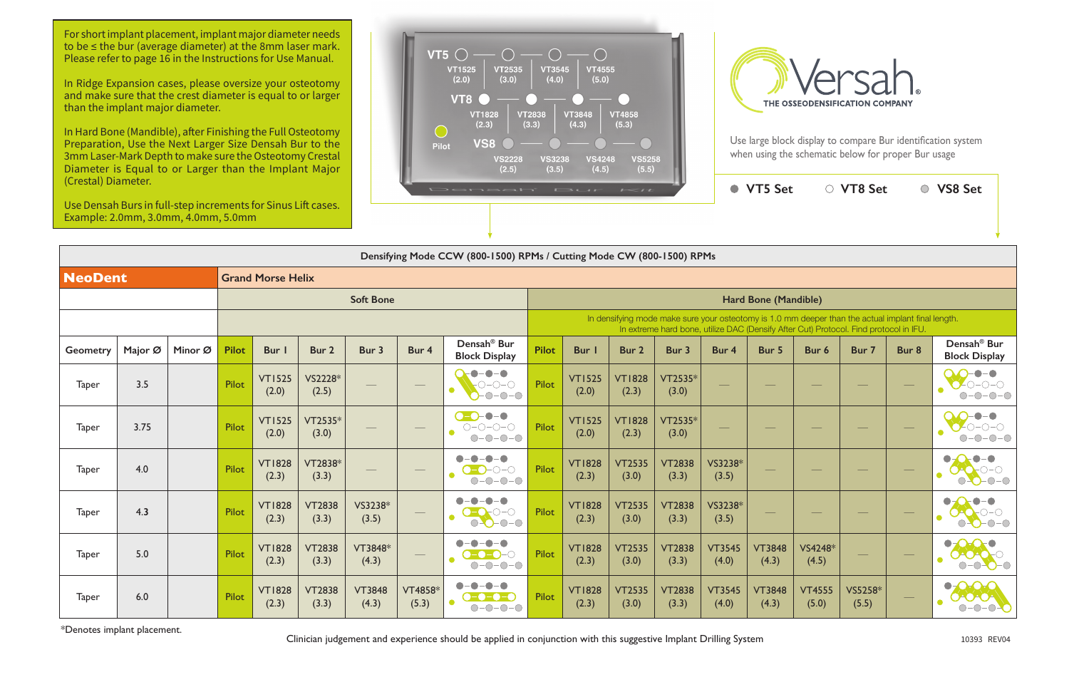For short implant placement, implant major diameter needs to be ≤ the bur (average diameter) at the 8mm laser mark. Please refer to page 16 in the Instructions for Use Manual.

In Ridge Expansion cases, please oversize your osteotomy and make sure that the crest diameter is equal to or larger than the implant major diameter.

In Hard Bone (Mandible), after Finishing the Full Osteotomy Preparation, Use the Next Larger Size Densah Bur to the 3mm Laser-Mark Depth to make sure the Osteotomy Crestal Diameter is Equal to or Larger than the Implant Major (Crestal) Diameter.

Use Densah Burs in full-step increments for Sinus Lift cases. Example: 2.0mm, 3.0mm, 4.0mm, 5.0mm

VT5: VT1525 (2.0), VT2535 (3.0), VT3545 (4.0), VT4555 (5.0)
VT8: VT1828 (2.3), VT2838 (3.3), VT3848 (4.3), VT4858 (5.3)
Pilot
VS8: VS2228 (2.5), VS3238 (3.5), VS4248 (4.5), VS5258 (5.5)

Densah Bur Kit

Versah®
THE OSSEODENSIFICATION COMPANY

Use large block display to compare Bur identification system when using the schematic below for proper Bur usage

● VT5 Set ○ VT8 Set ◎ VS8 Set

**Densifying Mode CCW (800-1500) RPMs / Cutting Mode CW (800-1500) RPMs**

| **NeoDent** | | | **Grand Morse Helix** | | | | | | | | | | | | | | | |
|---|---|---|---|---|---|---|---|---|---|---|---|---|---|---|---|---|---|---|
| | | | **Soft Bone** | | | | | | **Hard Bone (Mandible)** | | | | | | | | | |
| | | | | | | | | | In densifying mode make sure your osteotomy is 1.0 mm deeper than the actual implant final length. In extreme hard bone, utilize DAC (Densify After Cut) Protocol. Find protocol in IFU. | | | | | | | | | |
| Geometry | Major Ø | Minor Ø | Pilot | Bur 1 | Bur 2 | Bur 3 | Bur 4 | Densah® Bur Block Display | Pilot | Bur 1 | Bur 2 | Bur 3 | Bur 4 | Bur 5 | Bur 6 | Bur 7 | Bur 8 | Densah® Bur Block Display |
| Taper | 3.5 | | Pilot | VT1525 (2.0) | VS2228* (2.5) | — | — | | Pilot | VT1525 (2.0) | VT1828 (2.3) | VT2535* (3.0) | — | — | — | — | — | |
| Taper | 3.75 | | Pilot | VT1525 (2.0) | VT2535* (3.0) | — | — | | Pilot | VT1525 (2.0) | VT1828 (2.3) | VT2535* (3.0) | — | — | — | — | — | |
| Taper | 4.0 | | Pilot | VT1828 (2.3) | VT2838* (3.3) | — | — | | Pilot | VT1828 (2.3) | VT2535 (3.0) | VT2838 (3.3) | VS3238* (3.5) | — | — | — | — | |
| Taper | 4.3 | | Pilot | VT1828 (2.3) | VT2838 (3.3) | VS3238* (3.5) | — | | Pilot | VT1828 (2.3) | VT2535 (3.0) | VT2838 (3.3) | VS3238* (3.5) | — | — | — | — | |
| Taper | 5.0 | | Pilot | VT1828 (2.3) | VT2838 (3.3) | VT3848* (4.3) | — | | Pilot | VT1828 (2.3) | VT2535 (3.0) | VT2838 (3.3) | VT3545 (4.0) | VT3848 (4.3) | VS4248* (4.5) | — | — | |
| Taper | 6.0 | | Pilot | VT1828 (2.3) | VT2838 (3.3) | VT3848 (4.3) | VT4858* (5.3) | | Pilot | VT1828 (2.3) | VT2535 (3.0) | VT2838 (3.3) | VT3545 (4.0) | VT3848 (4.3) | VT4555 (5.0) | VS5258* (5.5) | — | |

*Denotes implant placement.

Clinician judgement and experience should be applied in conjunction with this suggestive Implant Drilling System

10393 REV04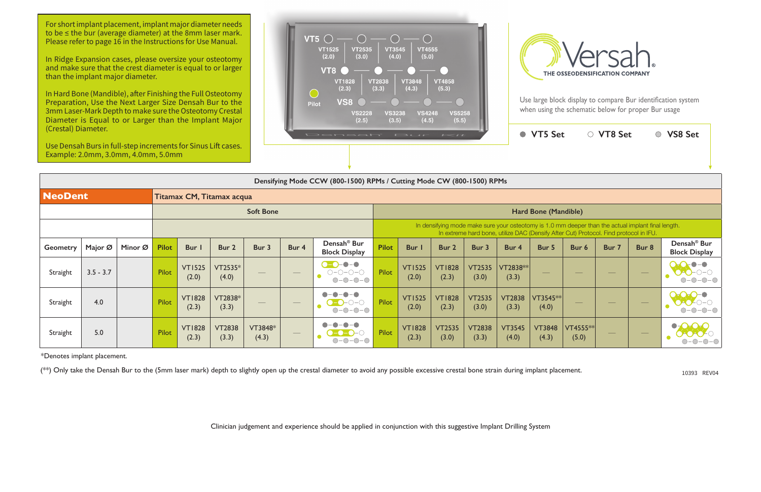For short implant placement, implant major diameter needs to be ≤ the bur (average diameter) at the 8mm laser mark. Please refer to page 16 in the Instructions for Use Manual.

In Ridge Expansion cases, please oversize your osteotomy and make sure that the crest diameter is equal to or larger than the implant major diameter.

In Hard Bone (Mandible), after Finishing the Full Osteotomy Preparation, Use the Next Larger Size Densah Bur to the 3mm Laser-Mark Depth to make sure the Osteotomy Crestal Diameter is Equal to or Larger than the Implant Major (Crestal) Diameter.

Use Densah Burs in full-step increments for Sinus Lift cases. Example: 2.0mm, 3.0mm, 4.0mm, 5.0mm

VT5: VT1525 (2.0), VT2535 (3.0), VT3545 (4.0), VT4555 (5.0)
VT8: VT1828 (2.3), VT2838 (3.3), VT3848 (4.3), VT4858 (5.3)
VS8: Pilot, VS2228 (2.5), VS3238 (3.5), VS4248 (4.5), VS5258 (5.5)
Densah Bur Kit

Versah® THE OSSEODENSIFICATION COMPANY

Use large block display to compare Bur identification system when using the schematic below for proper Bur usage

● VT5 Set ○ VT8 Set ◎ VS8 Set

| Densifying Mode CCW (800-1500) RPMs / Cutting Mode CW (800-1500) RPMs | | | | | | | | | | | | | | | | | | | |
|---|---|---|---|---|---|---|---|---|---|---|---|---|---|---|---|---|---|---|---|
| **NeoDent** | | | Titamax CM, Titamax acqua | | | | | | | | | | | | | | | | |
| | | | Soft Bone | | | | | | Hard Bone (Mandible) | | | | | | | | | | |
| | | | | | | | | | In densifying mode make sure your osteotomy is 1.0 mm deeper than the actual implant final length. In extreme hard bone, utilize DAC (Densify After Cut) Protocol. Find protocol in IFU. | | | | | | | | | | |
| Geometry | Major Ø | Minor Ø | Pilot | Bur 1 | Bur 2 | Bur 3 | Bur 4 | Densah® Bur Block Display | Pilot | Bur 1 | Bur 2 | Bur 3 | Bur 4 | Bur 5 | Bur 6 | Bur 7 | Bur 8 | Densah® Bur Block Display |
| Straight | 3.5 - 3.7 | | Pilot | VT1525 (2.0) | VT2535* (4.0) | — | — | | Pilot | VT1525 (2.0) | VT1828 (2.3) | VT2535 (3.0) | VT2838** (3.3) | — | — | — | — | |
| Straight | 4.0 | | Pilot | VT1828 (2.3) | VT2838* (3.3) | — | — | | Pilot | VT1525 (2.0) | VT1828 (2.3) | VT2535 (3.0) | VT2838 (3.3) | VT3545** (4.0) | — | — | — | |
| Straight | 5.0 | | Pilot | VT1828 (2.3) | VT2838 (3.3) | VT3848* (4.3) | — | | Pilot | VT1828 (2.3) | VT2535 (3.0) | VT2838 (3.3) | VT3545 (4.0) | VT3848 (4.3) | VT4555** (5.0) | — | — | |

*Denotes implant placement.

(**) Only take the Densah Bur to the (5mm laser mark) depth to slightly open up the crestal diameter to avoid any possible excessive crestal bone strain during implant placement.

10393 REV04

Clinician judgement and experience should be applied in conjunction with this suggestive Implant Drilling System